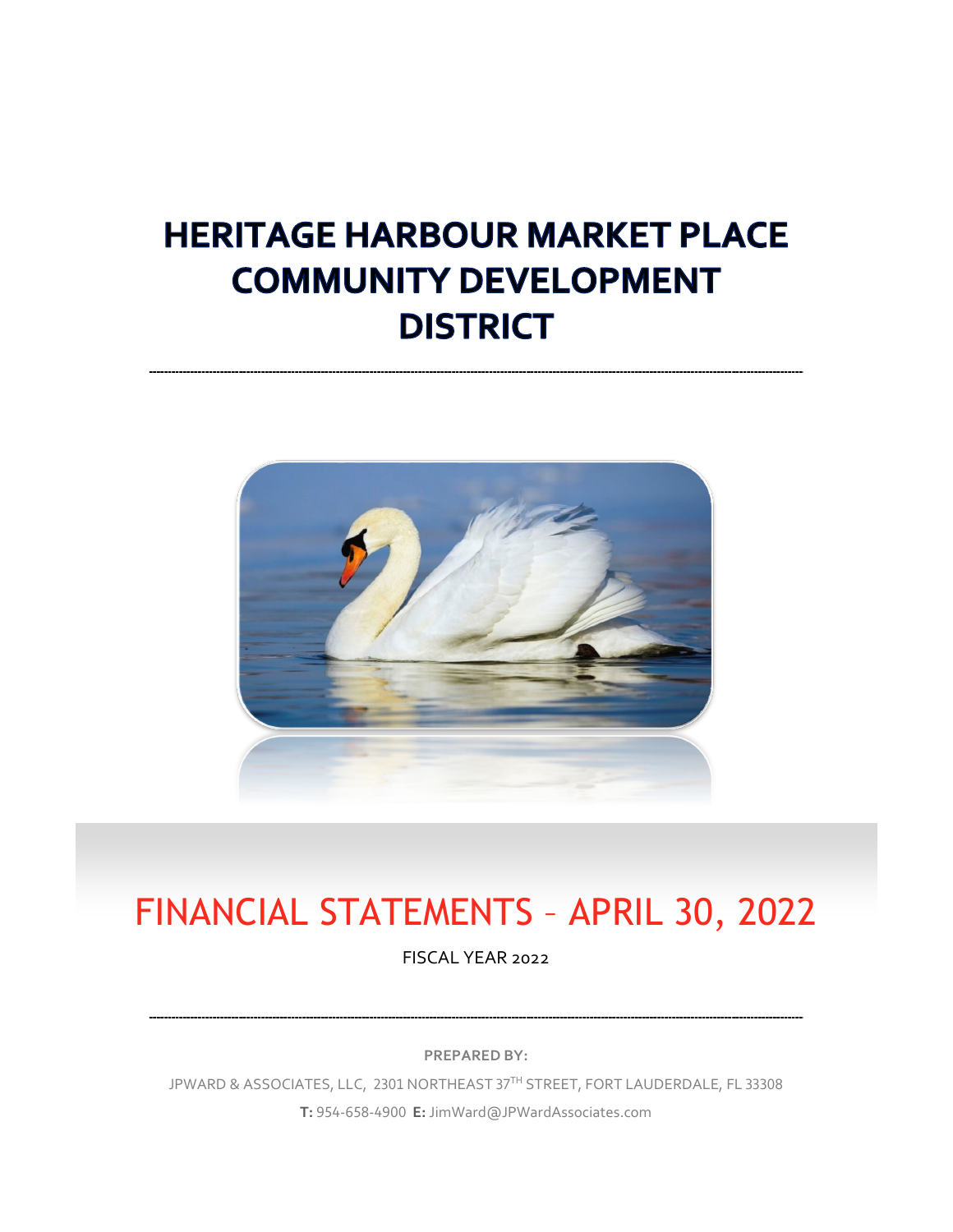# HERITAGE HARBOUR MARKET PLACE COMMUNITY DEVELOPMENT DISTRICT

---

# FINANCIAL STATEMENTS – APRIL 30, 2022

FISCAL YEAR 2022

---

**PREPARED BY:**

JPWARD & ASSOCIATES, LLC, 2301 NORTHEAST 37TH STREET, FORT LAUDERDALE, FL 33308

**T:** 954-658-4900 **E:** JimWard@JPWardAssociates.com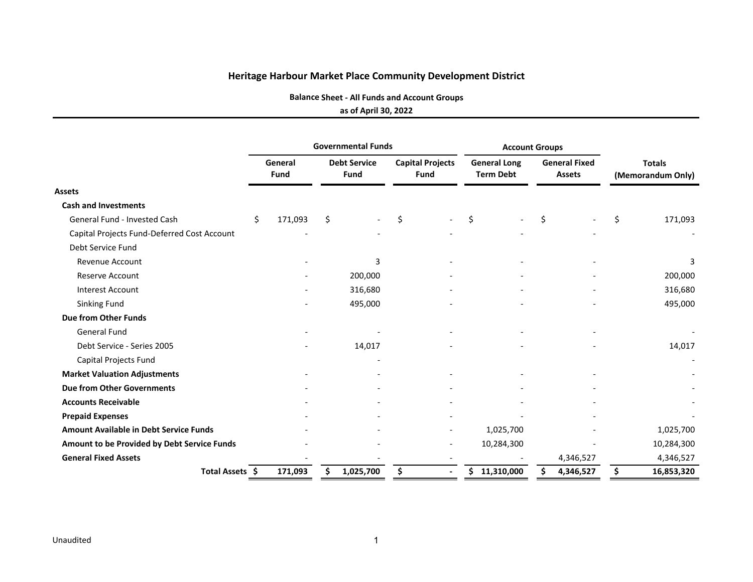# Heritage Harbour Market Place Community Development District

**Balance Sheet - All Funds and Account Groups**

**as of April 30, 2022**

| | Governmental Funds | | | Account Groups | | |
|---|---|---|---|---|---|---|
| | **General Fund** | **Debt Service Fund** | **Capital Projects Fund** | **General Long Term Debt** | **General Fixed Assets** | **Totals (Memorandum Only)** |
| **Assets** | | | | | | |
| **Cash and Investments** | | | | | | |
| General Fund - Invested Cash | $ 171,093 | $ - | $ - | $ - | $ - | $ 171,093 |
| Capital Projects Fund-Deferred Cost Account | - | - | - | - | - | - |
| Debt Service Fund | | | | | | |
| Revenue Account | - | 3 | - | - | - | 3 |
| Reserve Account | - | 200,000 | - | - | - | 200,000 |
| Interest Account | - | 316,680 | - | - | - | 316,680 |
| Sinking Fund | - | 495,000 | - | - | - | 495,000 |
| **Due from Other Funds** | | | | | | |
| General Fund | - | - | - | - | - | - |
| Debt Service - Series 2005 | - | 14,017 | - | - | - | 14,017 |
| Capital Projects Fund | | - | | | | - |
| **Market Valuation Adjustments** | - | - | - | - | - | - |
| **Due from Other Governments** | - | - | - | - | - | - |
| **Accounts Receivable** | - | - | - | - | - | - |
| **Prepaid Expenses** | - | - | - | - | - | - |
| **Amount Available in Debt Service Funds** | - | - | - | 1,025,700 | - | 1,025,700 |
| **Amount to be Provided by Debt Service Funds** | - | - | - | 10,284,300 | - | 10,284,300 |
| **General Fixed Assets** | - | - | - | - | 4,346,527 | 4,346,527 |
| **Total Assets** | **$ 171,093** | **$ 1,025,700** | **$ -** | **$ 11,310,000** | **$ 4,346,527** | **$ 16,853,320** |

Unaudited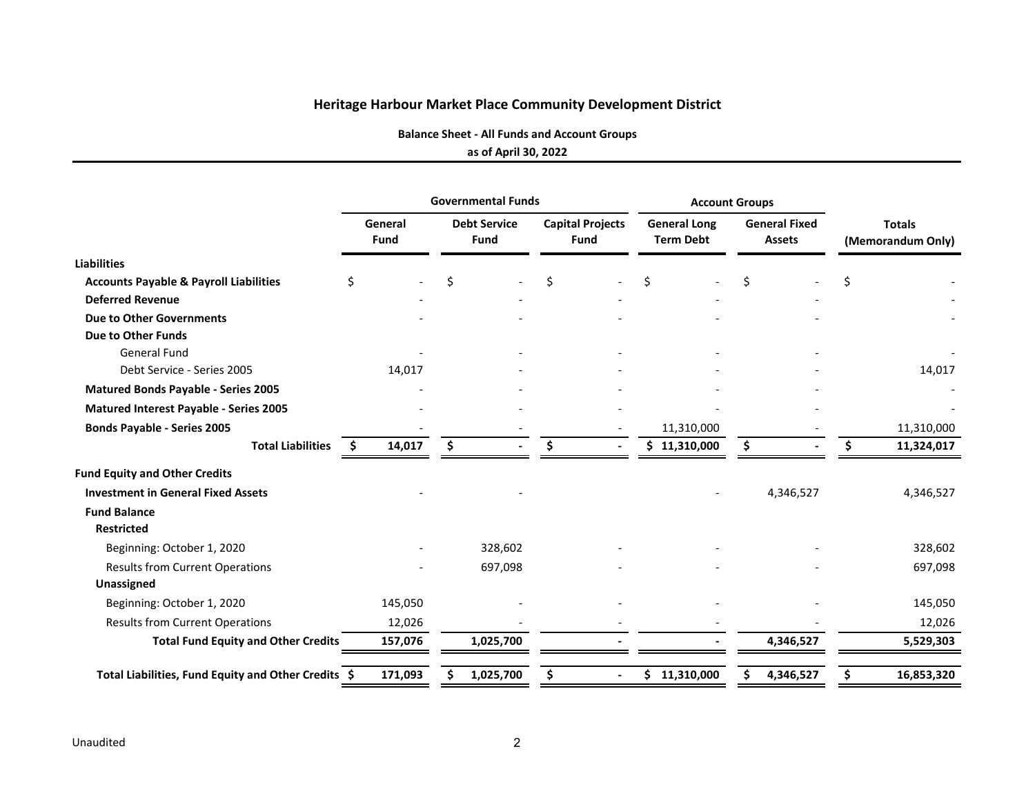# Heritage Harbour Market Place Community Development District

### Balance Sheet - All Funds and Account Groups

### as of April 30, 2022

| | Governmental Funds | | | Account Groups | | |
|---|---|---|---|---|---|---|
| | General Fund | Debt Service Fund | Capital Projects Fund | General Long Term Debt | General Fixed Assets | Totals (Memorandum Only) |
| **Liabilities** | | | | | | |
| **Accounts Payable & Payroll Liabilities** | $ - | $ - | $ - | $ - | $ - | $ - |
| **Deferred Revenue** | - | - | - | - | - | - |
| **Due to Other Governments** | - | - | - | - | - | - |
| **Due to Other Funds** | | | | | | |
| General Fund | - | - | - | - | - | - |
| Debt Service - Series 2005 | 14,017 | - | - | - | - | 14,017 |
| **Matured Bonds Payable - Series 2005** | - | - | - | - | - | - |
| **Matured Interest Payable - Series 2005** | - | - | - | - | - | - |
| **Bonds Payable - Series 2005** | - | - | - | 11,310,000 | - | 11,310,000 |
| **Total Liabilities** | **$ 14,017** | **$ -** | **$ -** | **$ 11,310,000** | **$ -** | **$ 11,324,017** |
| **Fund Equity and Other Credits** | | | | | | |
| **Investment in General Fixed Assets** | - | - | | - | 4,346,527 | 4,346,527 |
| **Fund Balance** | | | | | | |
| **Restricted** | | | | | | |
| Beginning: October 1, 2020 | - | 328,602 | - | - | - | 328,602 |
| Results from Current Operations | - | 697,098 | - | - | - | 697,098 |
| **Unassigned** | | | | | | |
| Beginning: October 1, 2020 | 145,050 | - | - | - | - | 145,050 |
| Results from Current Operations | 12,026 | - | - | - | - | 12,026 |
| **Total Fund Equity and Other Credits** | **157,076** | **1,025,700** | **-** | **-** | **4,346,527** | **5,529,303** |
| **Total Liabilities, Fund Equity and Other Credits** | **$ 171,093** | **$ 1,025,700** | **$ -** | **$ 11,310,000** | **$ 4,346,527** | **$ 16,853,320** |

Unaudited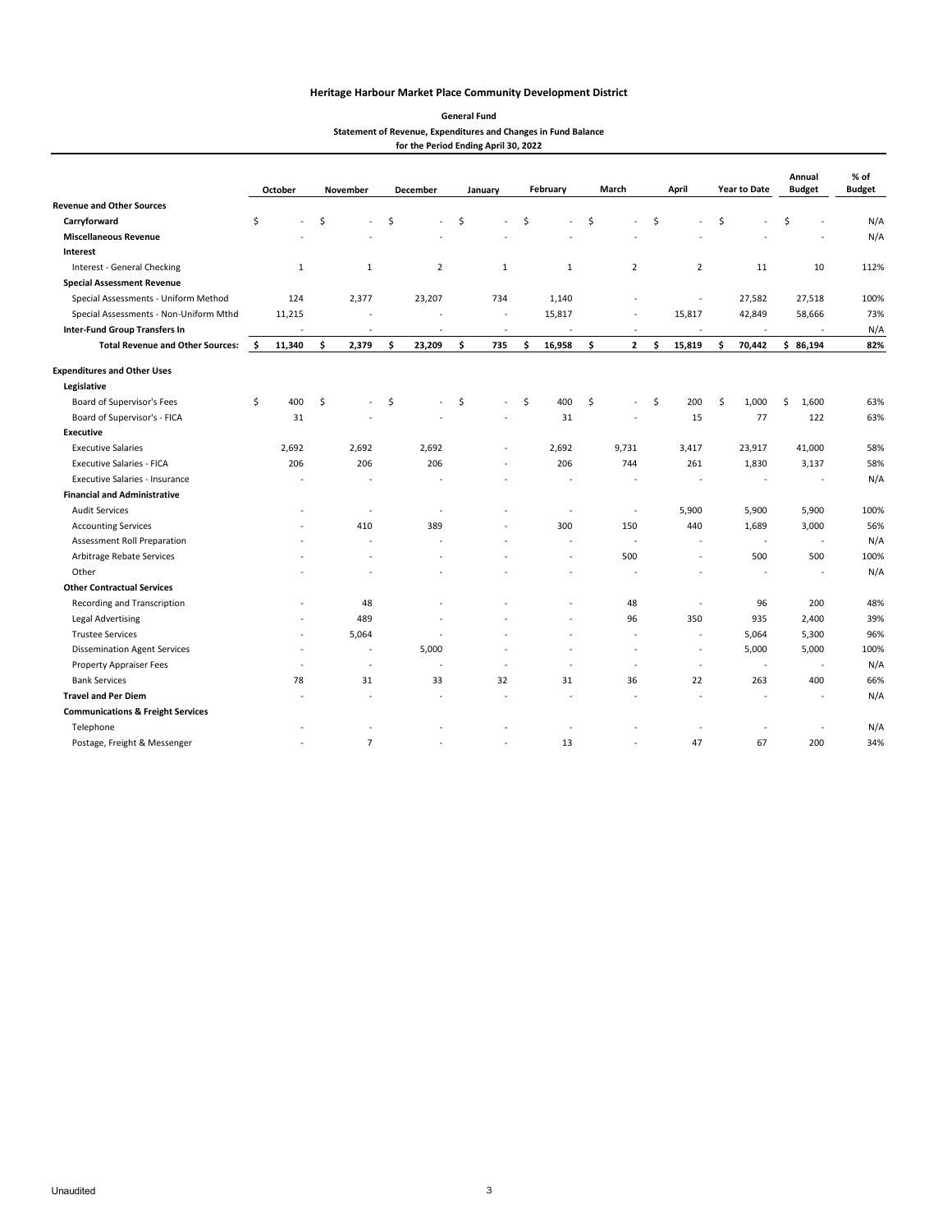**Heritage Harbour Market Place Community Development District**

**General Fund**

**Statement of Revenue, Expenditures and Changes in Fund Balance**

**for the Period Ending April 30, 2022**

| | October | November | December | January | February | March | April | Year to Date | Annual Budget | % of Budget |
|---|---|---|---|---|---|---|---|---|---|---|
| **Revenue and Other Sources** | | | | | | | | | | |
| **Carryforward** | $ - | $ - | $ - | $ - | $ - | $ - | $ - | $ - | $ - | N/A |
| **Miscellaneous Revenue** | - | - | - | - | - | - | - | - | - | N/A |
| **Interest** | | | | | | | | | | |
| Interest - General Checking | 1 | 1 | 2 | 1 | 1 | 2 | 2 | 11 | 10 | 112% |
| **Special Assessment Revenue** | | | | | | | | | | |
| Special Assessments - Uniform Method | 124 | 2,377 | 23,207 | 734 | 1,140 | - | - | 27,582 | 27,518 | 100% |
| Special Assessments - Non-Uniform Mthd | 11,215 | - | - | - | 15,817 | - | 15,817 | 42,849 | 58,666 | 73% |
| **Inter-Fund Group Transfers In** | - | - | - | - | - | - | - | - | - | N/A |
| **Total Revenue and Other Sources:** | **$ 11,340** | **$ 2,379** | **$ 23,209** | **$ 735** | **$ 16,958** | **$ 2** | **$ 15,819** | **$ 70,442** | **$ 86,194** | **82%** |
| **Expenditures and Other Uses** | | | | | | | | | | |
| **Legislative** | | | | | | | | | | |
| Board of Supervisor's Fees | $ 400 | $ - | $ - | $ - | $ 400 | $ - | $ 200 | $ 1,000 | $ 1,600 | 63% |
| Board of Supervisor's - FICA | 31 | - | - | - | 31 | - | 15 | 77 | 122 | 63% |
| **Executive** | | | | | | | | | | |
| Executive Salaries | 2,692 | 2,692 | 2,692 | - | 2,692 | 9,731 | 3,417 | 23,917 | 41,000 | 58% |
| Executive Salaries - FICA | 206 | 206 | 206 | - | 206 | 744 | 261 | 1,830 | 3,137 | 58% |
| Executive Salaries - Insurance | - | - | - | - | - | - | - | - | - | N/A |
| **Financial and Administrative** | | | | | | | | | | |
| Audit Services | - | - | - | - | - | - | 5,900 | 5,900 | 5,900 | 100% |
| Accounting Services | - | 410 | 389 | - | 300 | 150 | 440 | 1,689 | 3,000 | 56% |
| Assessment Roll Preparation | - | - | - | - | - | - | - | - | - | N/A |
| Arbitrage Rebate Services | - | - | - | - | - | 500 | - | 500 | 500 | 100% |
| Other | - | - | - | - | - | - | - | - | - | N/A |
| **Other Contractual Services** | | | | | | | | | | |
| Recording and Transcription | - | 48 | - | - | - | 48 | - | 96 | 200 | 48% |
| Legal Advertising | - | 489 | - | - | - | 96 | 350 | 935 | 2,400 | 39% |
| Trustee Services | - | 5,064 | - | - | - | - | - | 5,064 | 5,300 | 96% |
| Dissemination Agent Services | - | - | 5,000 | - | - | - | - | 5,000 | 5,000 | 100% |
| Property Appraiser Fees | - | - | - | - | - | - | - | - | - | N/A |
| Bank Services | 78 | 31 | 33 | 32 | 31 | 36 | 22 | 263 | 400 | 66% |
| **Travel and Per Diem** | - | - | - | - | - | - | - | - | - | N/A |
| **Communications & Freight Services** | | | | | | | | | | |
| Telephone | - | - | - | - | - | - | - | - | - | N/A |
| Postage, Freight & Messenger | - | 7 | - | - | 13 | - | 47 | 67 | 200 | 34% |

Unaudited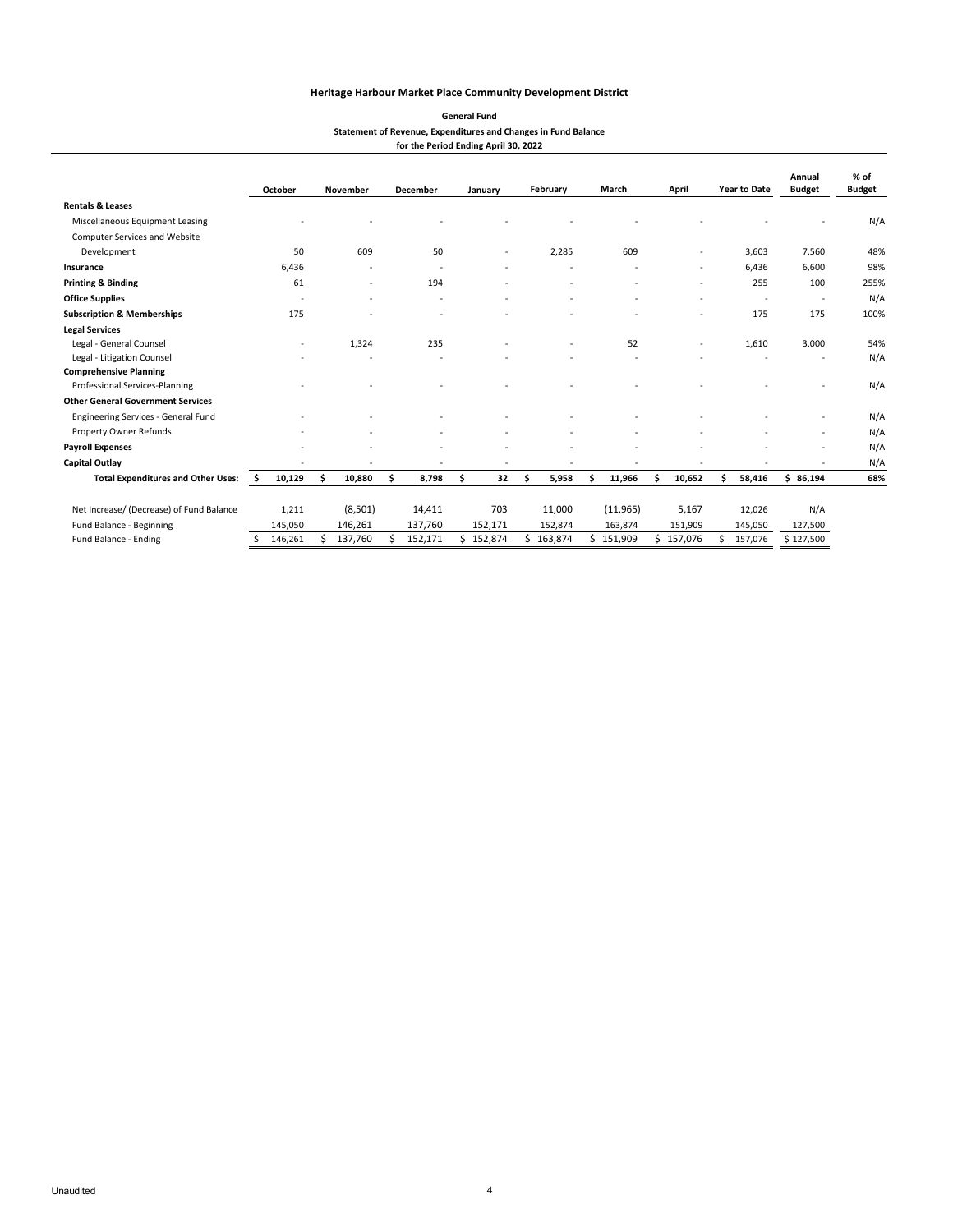**Heritage Harbour Market Place Community Development District**

**General Fund**

**Statement of Revenue, Expenditures and Changes in Fund Balance**

**for the Period Ending April 30, 2022**

| | October | November | December | January | February | March | April | Year to Date | Annual Budget | % of Budget |
|---|---|---|---|---|---|---|---|---|---|---|
| **Rentals & Leases** | | | | | | | | | | |
| Miscellaneous Equipment Leasing | - | - | - | - | - | - | - | - | - | N/A |
| Computer Services and Website Development | 50 | 609 | 50 | - | 2,285 | 609 | - | 3,603 | 7,560 | 48% |
| **Insurance** | 6,436 | - | - | - | - | - | - | 6,436 | 6,600 | 98% |
| **Printing & Binding** | 61 | - | 194 | - | - | - | - | 255 | 100 | 255% |
| **Office Supplies** | - | - | - | - | - | - | - | - | - | N/A |
| **Subscription & Memberships** | 175 | - | - | - | - | - | - | 175 | 175 | 100% |
| **Legal Services** | | | | | | | | | | |
| Legal - General Counsel | - | 1,324 | 235 | - | - | 52 | - | 1,610 | 3,000 | 54% |
| Legal - Litigation Counsel | - | - | - | - | - | - | - | - | - | N/A |
| **Comprehensive Planning** | | | | | | | | | | |
| Professional Services-Planning | - | - | - | - | - | - | - | - | - | N/A |
| **Other General Government Services** | | | | | | | | | | |
| Engineering Services - General Fund | - | - | - | - | - | - | - | - | - | N/A |
| Property Owner Refunds | - | - | - | - | - | - | - | - | - | N/A |
| **Payroll Expenses** | - | - | - | - | - | - | - | - | - | N/A |
| **Capital Outlay** | - | - | - | - | - | - | - | - | - | N/A |
| **Total Expenditures and Other Uses:** | **$ 10,129** | **$ 10,880** | **$ 8,798** | **$ 32** | **$ 5,958** | **$ 11,966** | **$ 10,652** | **$ 58,416** | **$ 86,194** | **68%** |
| | | | | | | | | | | |
| Net Increase/ (Decrease) of Fund Balance | 1,211 | (8,501) | 14,411 | 703 | 11,000 | (11,965) | 5,167 | 12,026 | N/A | |
| Fund Balance - Beginning | 145,050 | 146,261 | 137,760 | 152,171 | 152,874 | 163,874 | 151,909 | 145,050 | 127,500 | |
| Fund Balance - Ending | $ 146,261 | $ 137,760 | $ 152,171 | $ 152,874 | $ 163,874 | $ 151,909 | $ 157,076 | $ 157,076 | $ 127,500 | |

Unaudited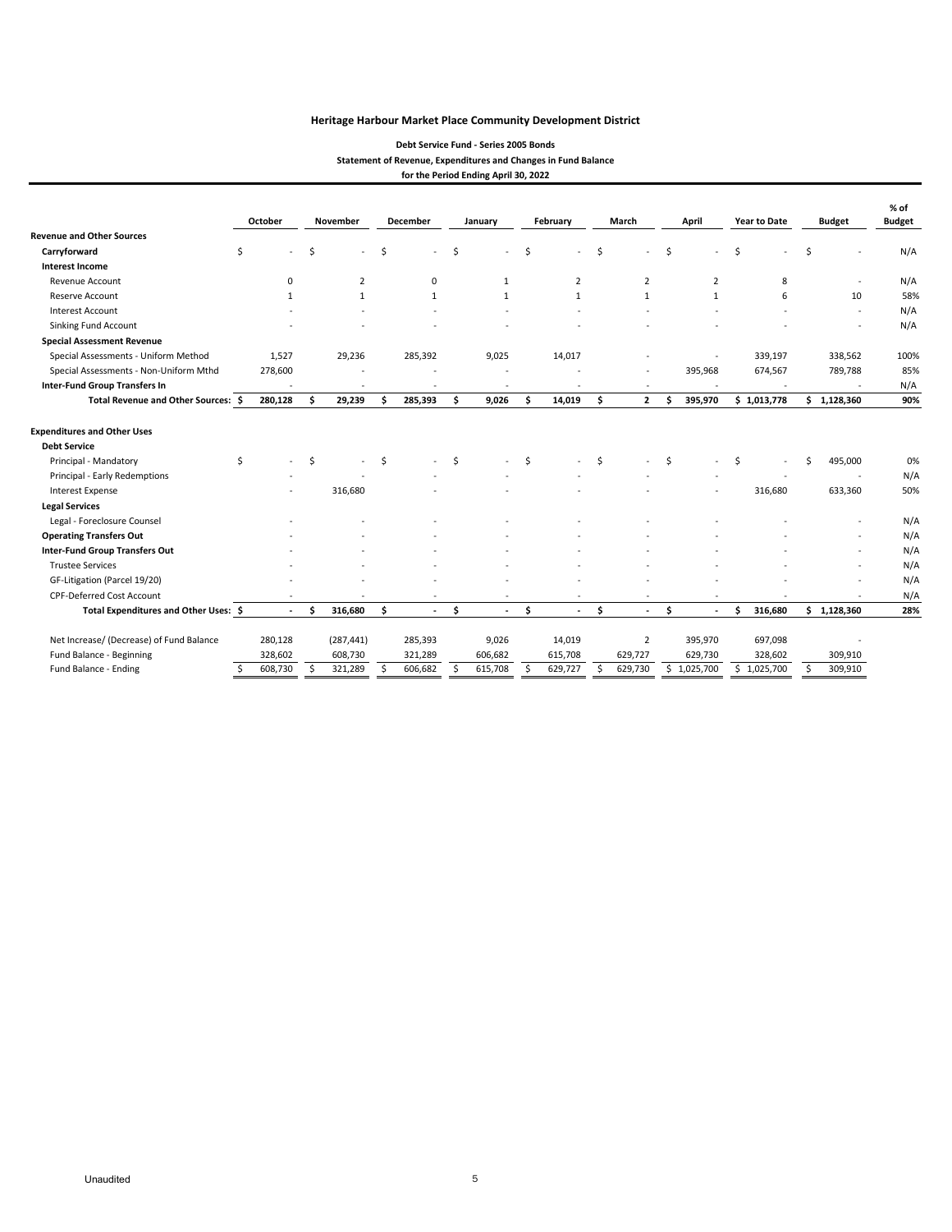# Heritage Harbour Market Place Community Development District

### Debt Service Fund - Series 2005 Bonds

### Statement of Revenue, Expenditures and Changes in Fund Balance

### for the Period Ending April 30, 2022

| | October | November | December | January | February | March | April | Year to Date | Budget | % of Budget |
|---|---|---|---|---|---|---|---|---|---|---|
| **Revenue and Other Sources** | | | | | | | | | | |
| **Carryforward** | $ - | $ - | $ - | $ - | $ - | $ - | $ - | $ - | $ - | N/A |
| **Interest Income** | | | | | | | | | | |
| Revenue Account | 0 | 2 | 0 | 1 | 2 | 2 | 2 | 8 | - | N/A |
| Reserve Account | 1 | 1 | 1 | 1 | 1 | 1 | 1 | 6 | 10 | 58% |
| Interest Account | - | - | - | - | - | - | - | - | - | N/A |
| Sinking Fund Account | - | - | - | - | - | - | - | - | - | N/A |
| **Special Assessment Revenue** | | | | | | | | | | |
| Special Assessments - Uniform Method | 1,527 | 29,236 | 285,392 | 9,025 | 14,017 | - | - | 339,197 | 338,562 | 100% |
| Special Assessments - Non-Uniform Mthd | 278,600 | - | - | - | - | - | 395,968 | 674,567 | 789,788 | 85% |
| **Inter-Fund Group Transfers In** | - | - | - | - | - | - | - | - | - | N/A |
| **Total Revenue and Other Sources:** | **$ 280,128** | **$ 29,239** | **$ 285,393** | **$ 9,026** | **$ 14,019** | **$ 2** | **$ 395,970** | **$ 1,013,778** | **$ 1,128,360** | **90%** |
| | | | | | | | | | | |
| **Expenditures and Other Uses** | | | | | | | | | | |
| **Debt Service** | | | | | | | | | | |
| Principal - Mandatory | $ - | $ - | $ - | $ - | $ - | $ - | $ - | $ - | $ 495,000 | 0% |
| Principal - Early Redemptions | - | - | - | - | - | - | - | - | - | N/A |
| Interest Expense | - | 316,680 | - | - | - | - | - | 316,680 | 633,360 | 50% |
| **Legal Services** | | | | | | | | | | |
| Legal - Foreclosure Counsel | - | - | - | - | - | - | - | - | - | N/A |
| **Operating Transfers Out** | - | - | - | - | - | - | - | - | - | N/A |
| **Inter-Fund Group Transfers Out** | - | - | - | - | - | - | - | - | - | N/A |
| Trustee Services | - | - | - | - | - | - | - | - | - | N/A |
| GF-Litigation (Parcel 19/20) | - | - | - | - | - | - | - | - | - | N/A |
| CPF-Deferred Cost Account | - | - | - | - | - | - | - | - | - | N/A |
| **Total Expenditures and Other Uses:** | **$ -** | **$ 316,680** | **$ -** | **$ -** | **$ -** | **$ -** | **$ -** | **$ 316,680** | **$ 1,128,360** | **28%** |
| | | | | | | | | | | |
| Net Increase/ (Decrease) of Fund Balance | 280,128 | (287,441) | 285,393 | 9,026 | 14,019 | 2 | 395,970 | 697,098 | - | |
| Fund Balance - Beginning | 328,602 | 608,730 | 321,289 | 606,682 | 615,708 | 629,727 | 629,730 | 328,602 | 309,910 | |
| Fund Balance - Ending | $ 608,730 | $ 321,289 | $ 606,682 | $ 615,708 | $ 629,727 | $ 629,730 | $ 1,025,700 | $ 1,025,700 | $ 309,910 | |

Unaudited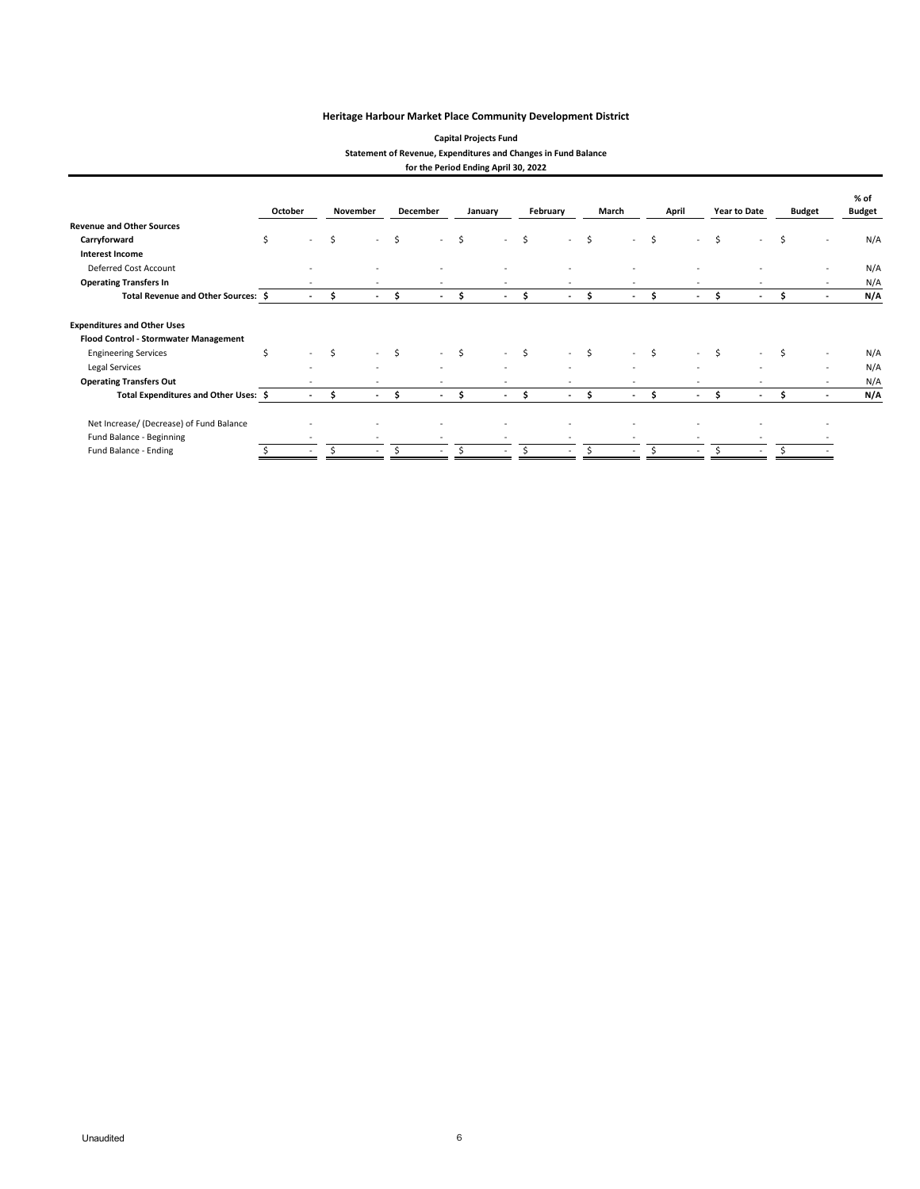**Heritage Harbour Market Place Community Development District**

**Capital Projects Fund**

**Statement of Revenue, Expenditures and Changes in Fund Balance**

**for the Period Ending April 30, 2022**

| | October | November | December | January | February | March | April | Year to Date | Budget | % of Budget |
|---|---|---|---|---|---|---|---|---|---|---|
| **Revenue and Other Sources** | | | | | | | | | | |
| **Carryforward** | $ - | $ - | $ - | $ - | $ - | $ - | $ - | $ - | $ - | N/A |
| **Interest Income** | | | | | | | | | | |
| Deferred Cost Account | - | - | - | - | - | - | - | - | - | N/A |
| **Operating Transfers In** | - | - | - | - | - | - | - | - | - | N/A |
| **Total Revenue and Other Sources:** | **$ -** | **$ -** | **$ -** | **$ -** | **$ -** | **$ -** | **$ -** | **$ -** | **$ -** | **N/A** |
| **Expenditures and Other Uses** | | | | | | | | | | |
| **Flood Control - Stormwater Management** | | | | | | | | | | |
| Engineering Services | $ - | $ - | $ - | $ - | $ - | $ - | $ - | $ - | $ - | N/A |
| Legal Services | - | - | - | - | - | - | - | - | - | N/A |
| **Operating Transfers Out** | - | - | - | - | - | - | - | - | - | N/A |
| **Total Expenditures and Other Uses:** | **$ -** | **$ -** | **$ -** | **$ -** | **$ -** | **$ -** | **$ -** | **$ -** | **$ -** | **N/A** |
| Net Increase/ (Decrease) of Fund Balance | - | - | - | - | - | - | - | - | - | |
| Fund Balance - Beginning | - | - | - | - | - | - | - | - | - | |
| Fund Balance - Ending | $ - | $ - | $ - | $ - | $ - | $ - | $ - | $ - | $ - | |

Unaudited